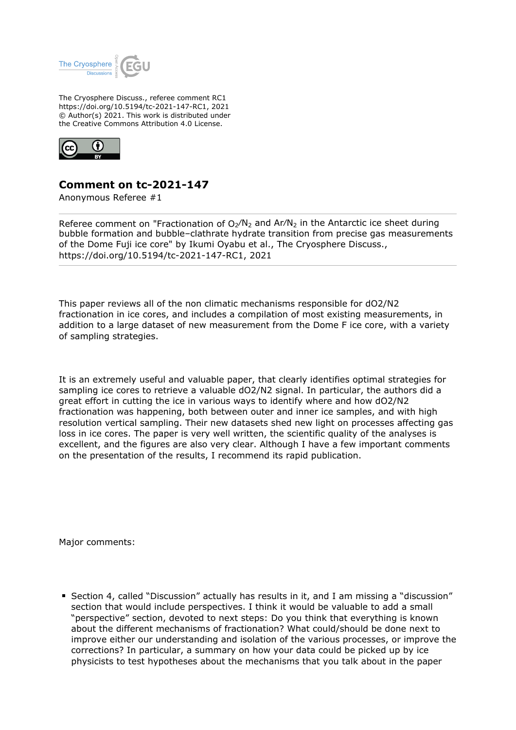The Cryosphere Discuss., referee comment RC1
https://doi.org/10.5194/tc-2021-147-RC1, 2021
© Author(s) 2021. This work is distributed under
the Creative Commons Attribution 4.0 License.

# Comment on tc-2021-147

Anonymous Referee #1

Referee comment on "Fractionation of $O_2/N_2$ and $Ar/N_2$ in the Antarctic ice sheet during bubble formation and bubble–clathrate hydrate transition from precise gas measurements of the Dome Fuji ice core" by Ikumi Oyabu et al., The Cryosphere Discuss., https://doi.org/10.5194/tc-2021-147-RC1, 2021

---

This paper reviews all of the non climatic mechanisms responsible for dO2/N2 fractionation in ice cores, and includes a compilation of most existing measurements, in addition to a large dataset of new measurement from the Dome F ice core, with a variety of sampling strategies.

It is an extremely useful and valuable paper, that clearly identifies optimal strategies for sampling ice cores to retrieve a valuable dO2/N2 signal. In particular, the authors did a great effort in cutting the ice in various ways to identify where and how dO2/N2 fractionation was happening, both between outer and inner ice samples, and with high resolution vertical sampling. Their new datasets shed new light on processes affecting gas loss in ice cores. The paper is very well written, the scientific quality of the analyses is excellent, and the figures are also very clear. Although I have a few important comments on the presentation of the results, I recommend its rapid publication.

Major comments:

- Section 4, called "Discussion" actually has results in it, and I am missing a "discussion" section that would include perspectives. I think it would be valuable to add a small "perspective" section, devoted to next steps: Do you think that everything is known about the different mechanisms of fractionation? What could/should be done next to improve either our understanding and isolation of the various processes, or improve the corrections? In particular, a summary on how your data could be picked up by ice physicists to test hypotheses about the mechanisms that you talk about in the paper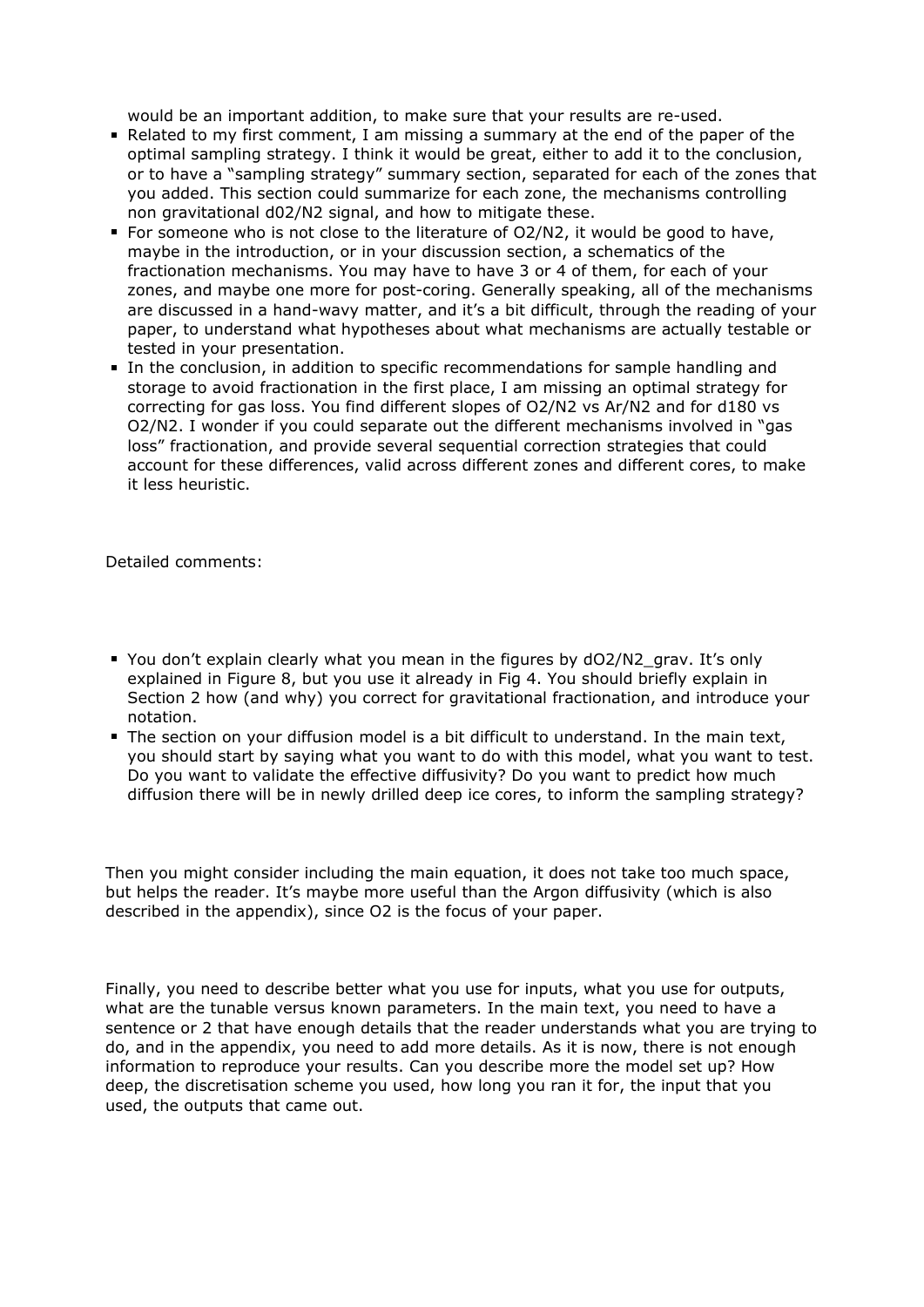would be an important addition, to make sure that your results are re-used.

- Related to my first comment, I am missing a summary at the end of the paper of the optimal sampling strategy. I think it would be great, either to add it to the conclusion, or to have a "sampling strategy" summary section, separated for each of the zones that you added. This section could summarize for each zone, the mechanisms controlling non gravitational d02/N2 signal, and how to mitigate these.
- For someone who is not close to the literature of $O_2/N_2$, it would be good to have, maybe in the introduction, or in your discussion section, a schematics of the fractionation mechanisms. You may have to have 3 or 4 of them, for each of your zones, and maybe one more for post-coring. Generally speaking, all of the mechanisms are discussed in a hand-wavy matter, and it's a bit difficult, through the reading of your paper, to understand what hypotheses about what mechanisms are actually testable or tested in your presentation.
- In the conclusion, in addition to specific recommendations for sample handling and storage to avoid fractionation in the first place, I am missing an optimal strategy for correcting for gas loss. You find different slopes of $O_2/N_2$ vs $Ar/N_2$ and for d18O vs $O_2/N_2$. I wonder if you could separate out the different mechanisms involved in "gas loss" fractionation, and provide several sequential correction strategies that could account for these differences, valid across different zones and different cores, to make it less heuristic.

Detailed comments:

- You don't explain clearly what you mean in the figures by $dO_2/N_{2\_grav}$. It's only explained in Figure 8, but you use it already in Fig 4. You should briefly explain in Section 2 how (and why) you correct for gravitational fractionation, and introduce your notation.
- The section on your diffusion model is a bit difficult to understand. In the main text, you should start by saying what you want to do with this model, what you want to test. Do you want to validate the effective diffusivity? Do you want to predict how much diffusion there will be in newly drilled deep ice cores, to inform the sampling strategy?

Then you might consider including the main equation, it does not take too much space, but helps the reader. It's maybe more useful than the Argon diffusivity (which is also described in the appendix), since $O_2$ is the focus of your paper.

Finally, you need to describe better what you use for inputs, what you use for outputs, what are the tunable versus known parameters. In the main text, you need to have a sentence or 2 that have enough details that the reader understands what you are trying to do, and in the appendix, you need to add more details. As it is now, there is not enough information to reproduce your results. Can you describe more the model set up? How deep, the discretisation scheme you used, how long you ran it for, the input that you used, the outputs that came out.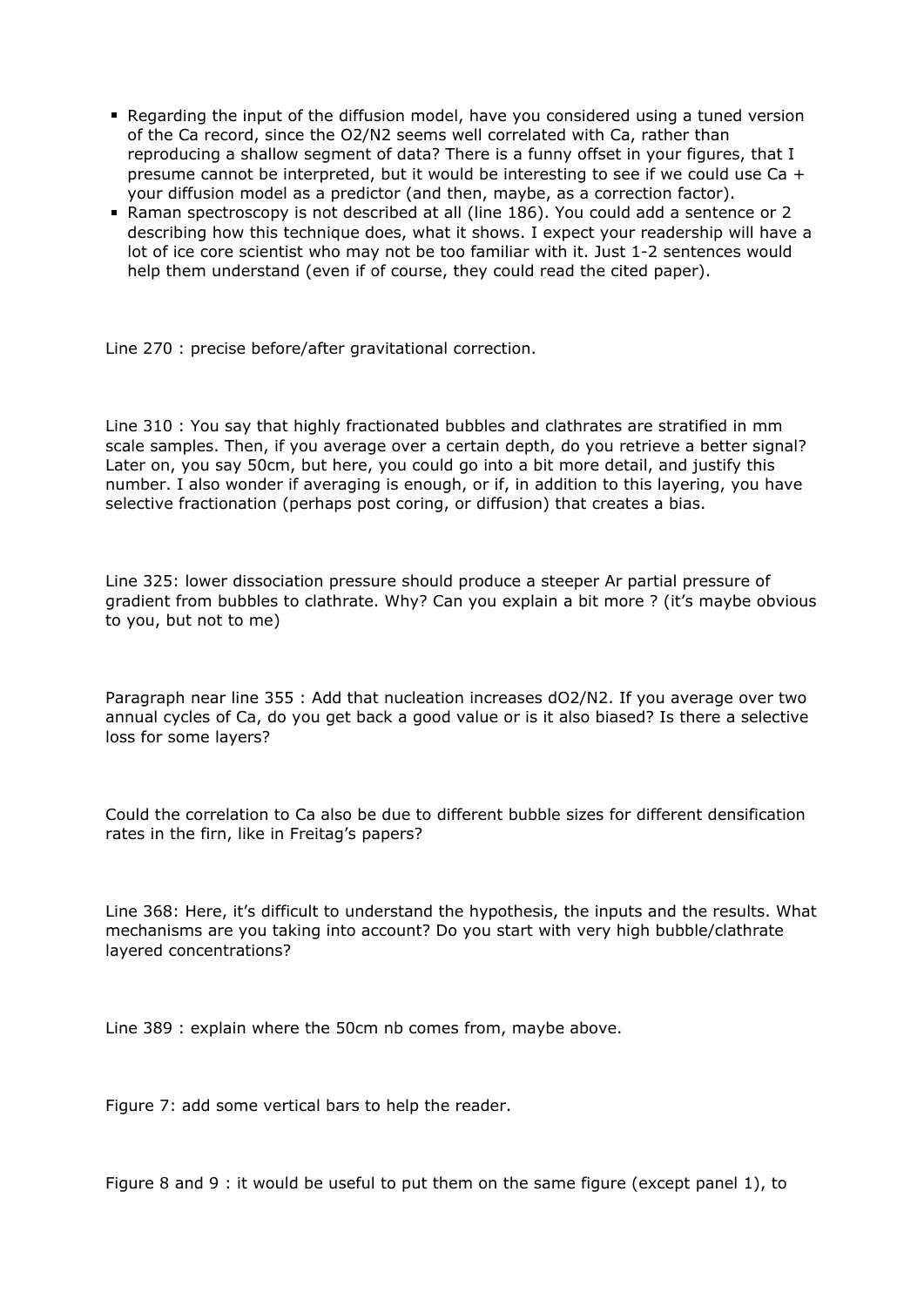- Regarding the input of the diffusion model, have you considered using a tuned version of the Ca record, since the $O_2/N_2$ seems well correlated with Ca, rather than reproducing a shallow segment of data? There is a funny offset in your figures, that I presume cannot be interpreted, but it would be interesting to see if we could use Ca + your diffusion model as a predictor (and then, maybe, as a correction factor).
- Raman spectroscopy is not described at all (line 186). You could add a sentence or 2 describing how this technique does, what it shows. I expect your readership will have a lot of ice core scientist who may not be too familiar with it. Just 1-2 sentences would help them understand (even if of course, they could read the cited paper).

Line 270 : precise before/after gravitational correction.

Line 310 : You say that highly fractionated bubbles and clathrates are stratified in mm scale samples. Then, if you average over a certain depth, do you retrieve a better signal? Later on, you say 50cm, but here, you could go into a bit more detail, and justify this number. I also wonder if averaging is enough, or if, in addition to this layering, you have selective fractionation (perhaps post coring, or diffusion) that creates a bias.

Line 325: lower dissociation pressure should produce a steeper Ar partial pressure of gradient from bubbles to clathrate. Why? Can you explain a bit more ? (it's maybe obvious to you, but not to me)

Paragraph near line 355 : Add that nucleation increases $dO_2/N_2$. If you average over two annual cycles of Ca, do you get back a good value or is it also biased? Is there a selective loss for some layers?

Could the correlation to Ca also be due to different bubble sizes for different densification rates in the firn, like in Freitag's papers?

Line 368: Here, it's difficult to understand the hypothesis, the inputs and the results. What mechanisms are you taking into account? Do you start with very high bubble/clathrate layered concentrations?

Line 389 : explain where the 50cm nb comes from, maybe above.

Figure 7: add some vertical bars to help the reader.

Figure 8 and 9 : it would be useful to put them on the same figure (except panel 1), to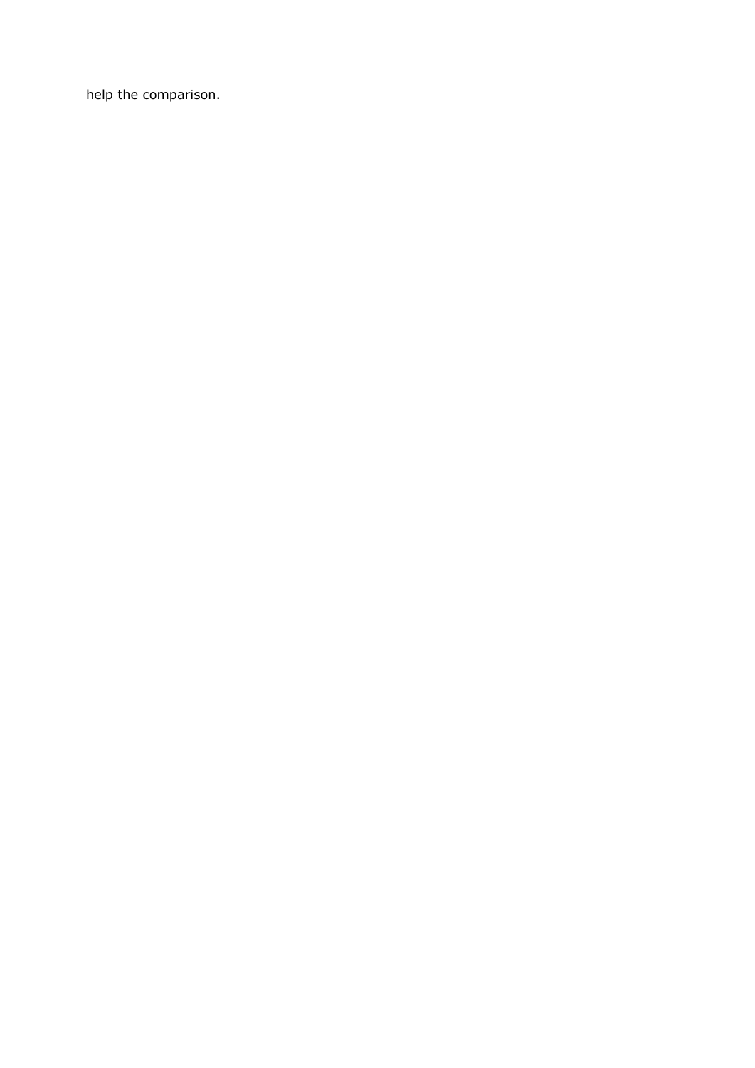help the comparison.